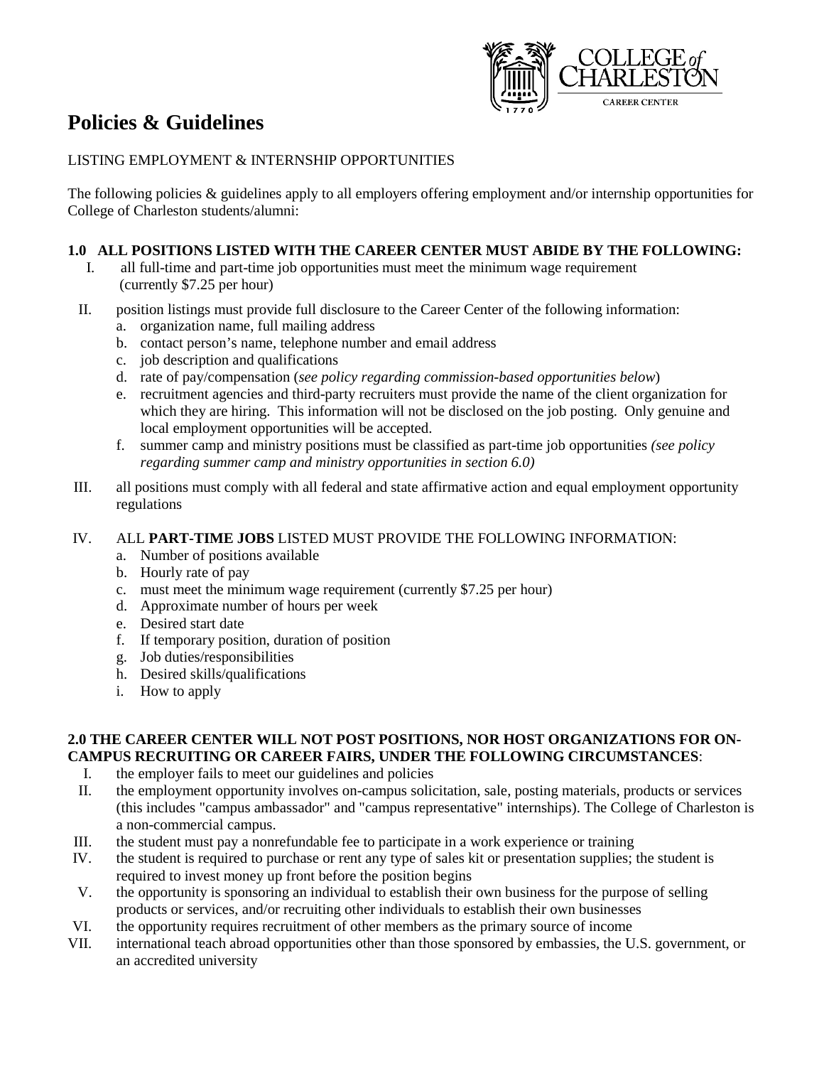# Policies & Guidelines

LISTING EMPLOYMENT & INTERNSHIP OPPORTUNITIES

The following policies & guidelines apply to all employers offering employment and/or internship opportunities for College of Charleston students/alumni:

**1.0 ALL POSITIONS LISTED WITH THE CAREER CENTER MUST ABIDE BY THE FOLLOWING:**

I. all full-time and part-time job opportunities must meet the minimum wage requirement (currently $7.25 per hour)

II. position listings must provide full disclosure to the Career Center of the following information:
   a. organization name, full mailing address
   b. contact person's name, telephone number and email address
   c. job description and qualifications
   d. rate of pay/compensation (*see policy regarding commission-based opportunities below*)
   e. recruitment agencies and third-party recruiters must provide the name of the client organization for which they are hiring. This information will not be disclosed on the job posting. Only genuine and local employment opportunities will be accepted.
   f. summer camp and ministry positions must be classified as part-time job opportunities *(see policy regarding summer camp and ministry opportunities in section 6.0)*

III. all positions must comply with all federal and state affirmative action and equal employment opportunity regulations

IV. ALL **PART-TIME JOBS** LISTED MUST PROVIDE THE FOLLOWING INFORMATION:
   a. Number of positions available
   b. Hourly rate of pay
   c. must meet the minimum wage requirement (currently $7.25 per hour)
   d. Approximate number of hours per week
   e. Desired start date
   f. If temporary position, duration of position
   g. Job duties/responsibilities
   h. Desired skills/qualifications
   i. How to apply

**2.0 THE CAREER CENTER WILL NOT POST POSITIONS, NOR HOST ORGANIZATIONS FOR ON-CAMPUS RECRUITING OR CAREER FAIRS, UNDER THE FOLLOWING CIRCUMSTANCES**:

I. the employer fails to meet our guidelines and policies

II. the employment opportunity involves on-campus solicitation, sale, posting materials, products or services (this includes "campus ambassador" and "campus representative" internships). The College of Charleston is a non-commercial campus.

III. the student must pay a nonrefundable fee to participate in a work experience or training

IV. the student is required to purchase or rent any type of sales kit or presentation supplies; the student is required to invest money up front before the position begins

V. the opportunity is sponsoring an individual to establish their own business for the purpose of selling products or services, and/or recruiting other individuals to establish their own businesses

VI. the opportunity requires recruitment of other members as the primary source of income

VII. international teach abroad opportunities other than those sponsored by embassies, the U.S. government, or an accredited university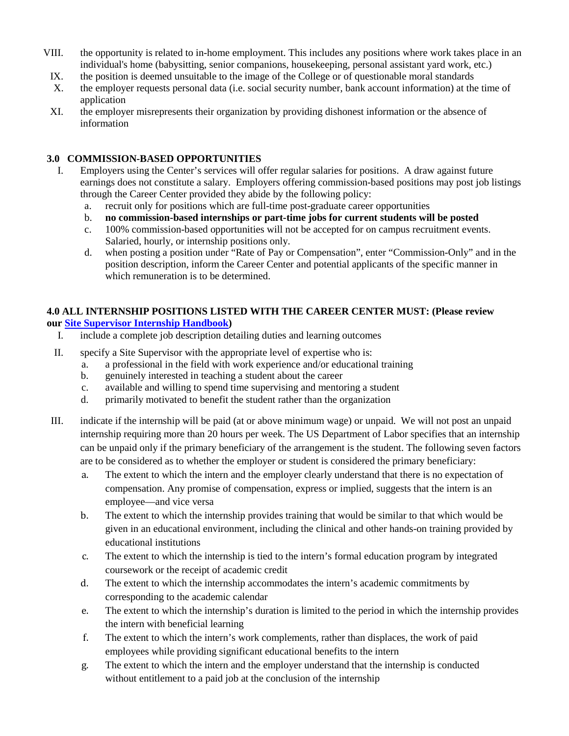VIII. the opportunity is related to in-home employment. This includes any positions where work takes place in an individual's home (babysitting, senior companions, housekeeping, personal assistant yard work, etc.)

IX. the position is deemed unsuitable to the image of the College or of questionable moral standards

X. the employer requests personal data (i.e. social security number, bank account information) at the time of application

XI. the employer misrepresents their organization by providing dishonest information or the absence of information

## 3.0 COMMISSION-BASED OPPORTUNITIES

I. Employers using the Center's services will offer regular salaries for positions. A draw against future earnings does not constitute a salary. Employers offering commission-based positions may post job listings through the Career Center provided they abide by the following policy:

   a. recruit only for positions which are full-time post-graduate career opportunities
   b. **no commission-based internships or part-time jobs for current students will be posted**
   c. 100% commission-based opportunities will not be accepted for on campus recruitment events. Salaried, hourly, or internship positions only.
   d. when posting a position under "Rate of Pay or Compensation", enter "Commission-Only" and in the position description, inform the Career Center and potential applicants of the specific manner in which remuneration is to be determined.

## 4.0 ALL INTERNSHIP POSITIONS LISTED WITH THE CAREER CENTER MUST: (Please review our Site Supervisor Internship Handbook)

I. include a complete job description detailing duties and learning outcomes

II. specify a Site Supervisor with the appropriate level of expertise who is:

   a. a professional in the field with work experience and/or educational training
   b. genuinely interested in teaching a student about the career
   c. available and willing to spend time supervising and mentoring a student
   d. primarily motivated to benefit the student rather than the organization

III. indicate if the internship will be paid (at or above minimum wage) or unpaid. We will not post an unpaid internship requiring more than 20 hours per week. The US Department of Labor specifies that an internship can be unpaid only if the primary beneficiary of the arrangement is the student. The following seven factors are to be considered as to whether the employer or student is considered the primary beneficiary:

   a. The extent to which the intern and the employer clearly understand that there is no expectation of compensation. Any promise of compensation, express or implied, suggests that the intern is an employee—and vice versa
   b. The extent to which the internship provides training that would be similar to that which would be given in an educational environment, including the clinical and other hands-on training provided by educational institutions
   c. The extent to which the internship is tied to the intern's formal education program by integrated coursework or the receipt of academic credit
   d. The extent to which the internship accommodates the intern's academic commitments by corresponding to the academic calendar
   e. The extent to which the internship's duration is limited to the period in which the internship provides the intern with beneficial learning
   f. The extent to which the intern's work complements, rather than displaces, the work of paid employees while providing significant educational benefits to the intern
   g. The extent to which the intern and the employer understand that the internship is conducted without entitlement to a paid job at the conclusion of the internship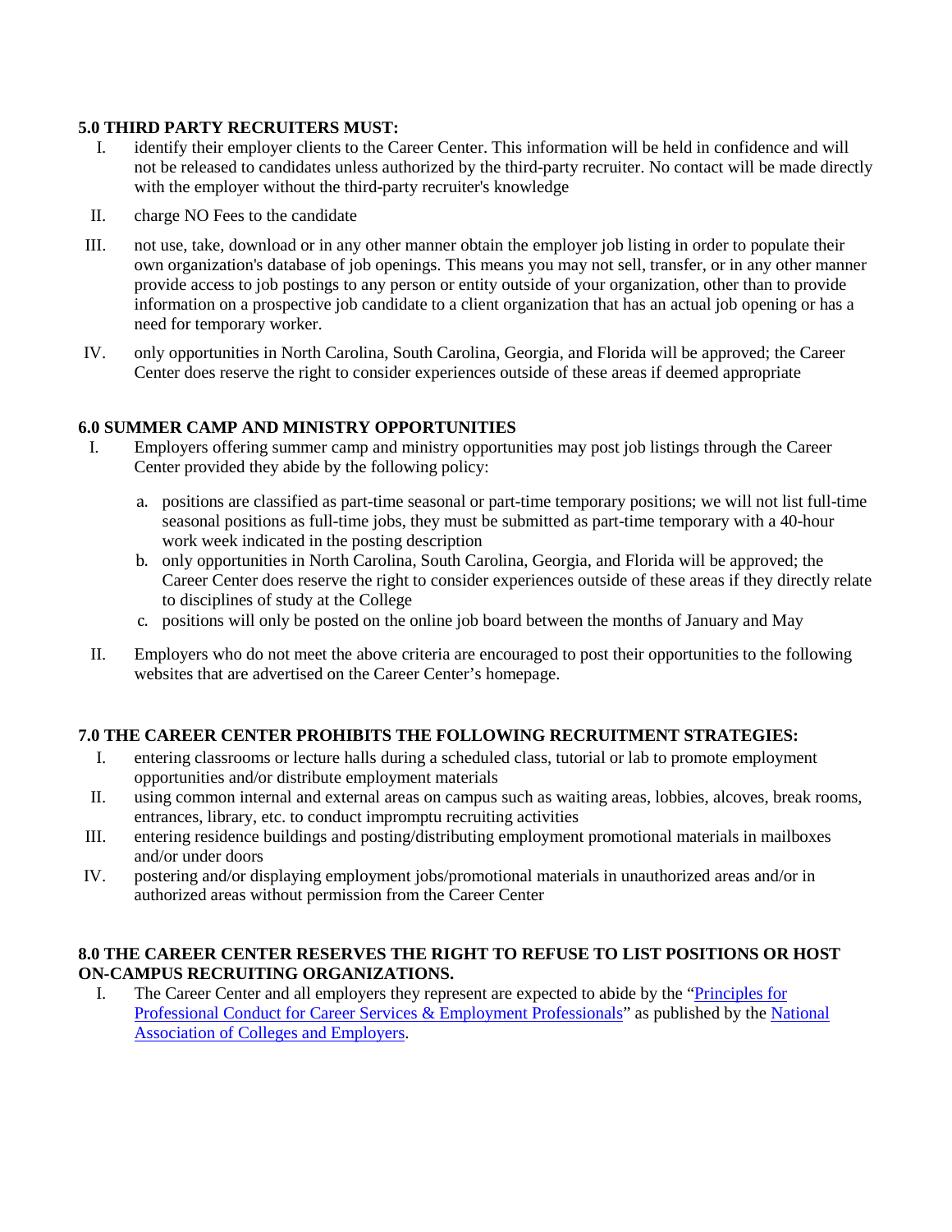### 5.0 THIRD PARTY RECRUITERS MUST:

I. identify their employer clients to the Career Center. This information will be held in confidence and will not be released to candidates unless authorized by the third-party recruiter. No contact will be made directly with the employer without the third-party recruiter's knowledge

II. charge NO Fees to the candidate

III. not use, take, download or in any other manner obtain the employer job listing in order to populate their own organization's database of job openings. This means you may not sell, transfer, or in any other manner provide access to job postings to any person or entity outside of your organization, other than to provide information on a prospective job candidate to a client organization that has an actual job opening or has a need for temporary worker.

IV. only opportunities in North Carolina, South Carolina, Georgia, and Florida will be approved; the Career Center does reserve the right to consider experiences outside of these areas if deemed appropriate

### 6.0 SUMMER CAMP AND MINISTRY OPPORTUNITIES

I. Employers offering summer camp and ministry opportunities may post job listings through the Career Center provided they abide by the following policy:

   a. positions are classified as part-time seasonal or part-time temporary positions; we will not list full-time seasonal positions as full-time jobs, they must be submitted as part-time temporary with a 40-hour work week indicated in the posting description
   b. only opportunities in North Carolina, South Carolina, Georgia, and Florida will be approved; the Career Center does reserve the right to consider experiences outside of these areas if they directly relate to disciplines of study at the College
   c. positions will only be posted on the online job board between the months of January and May

II. Employers who do not meet the above criteria are encouraged to post their opportunities to the following websites that are advertised on the Career Center's homepage.

### 7.0 THE CAREER CENTER PROHIBITS THE FOLLOWING RECRUITMENT STRATEGIES:

I. entering classrooms or lecture halls during a scheduled class, tutorial or lab to promote employment opportunities and/or distribute employment materials

II. using common internal and external areas on campus such as waiting areas, lobbies, alcoves, break rooms, entrances, library, etc. to conduct impromptu recruiting activities

III. entering residence buildings and posting/distributing employment promotional materials in mailboxes and/or under doors

IV. postering and/or displaying employment jobs/promotional materials in unauthorized areas and/or in authorized areas without permission from the Career Center

### 8.0 THE CAREER CENTER RESERVES THE RIGHT TO REFUSE TO LIST POSITIONS OR HOST ON-CAMPUS RECRUITING ORGANIZATIONS.

I. The Career Center and all employers they represent are expected to abide by the "Principles for Professional Conduct for Career Services & Employment Professionals" as published by the National Association of Colleges and Employers.